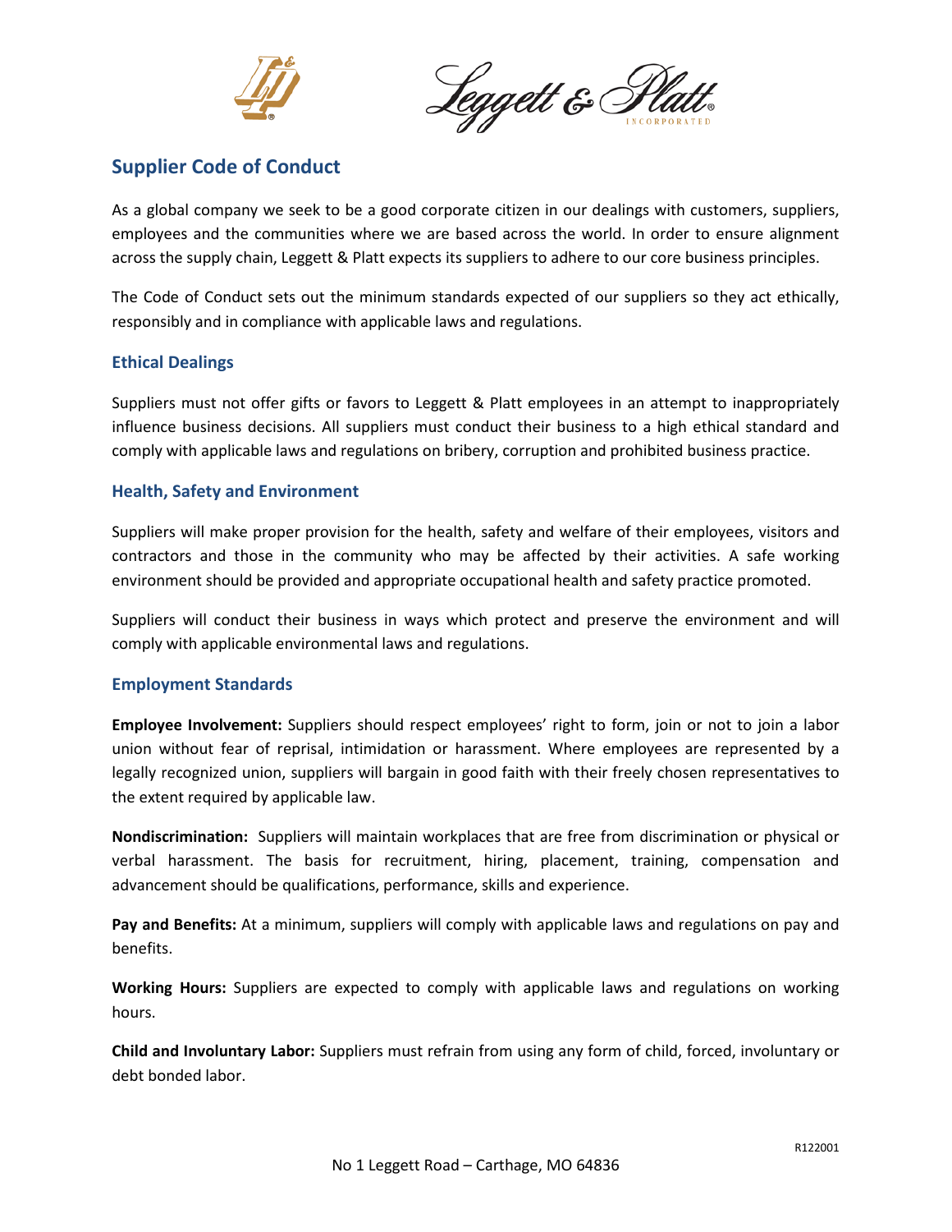# Supplier Code of Conduct

As a global company we seek to be a good corporate citizen in our dealings with customers, suppliers, employees and the communities where we are based across the world. In order to ensure alignment across the supply chain, Leggett & Platt expects its suppliers to adhere to our core business principles.

The Code of Conduct sets out the minimum standards expected of our suppliers so they act ethically, responsibly and in compliance with applicable laws and regulations.

## Ethical Dealings

Suppliers must not offer gifts or favors to Leggett & Platt employees in an attempt to inappropriately influence business decisions. All suppliers must conduct their business to a high ethical standard and comply with applicable laws and regulations on bribery, corruption and prohibited business practice.

## Health, Safety and Environment

Suppliers will make proper provision for the health, safety and welfare of their employees, visitors and contractors and those in the community who may be affected by their activities. A safe working environment should be provided and appropriate occupational health and safety practice promoted.

Suppliers will conduct their business in ways which protect and preserve the environment and will comply with applicable environmental laws and regulations.

## Employment Standards

**Employee Involvement:** Suppliers should respect employees' right to form, join or not to join a labor union without fear of reprisal, intimidation or harassment. Where employees are represented by a legally recognized union, suppliers will bargain in good faith with their freely chosen representatives to the extent required by applicable law.

**Nondiscrimination:** Suppliers will maintain workplaces that are free from discrimination or physical or verbal harassment. The basis for recruitment, hiring, placement, training, compensation and advancement should be qualifications, performance, skills and experience.

**Pay and Benefits:** At a minimum, suppliers will comply with applicable laws and regulations on pay and benefits.

**Working Hours:** Suppliers are expected to comply with applicable laws and regulations on working hours.

**Child and Involuntary Labor:** Suppliers must refrain from using any form of child, forced, involuntary or debt bonded labor.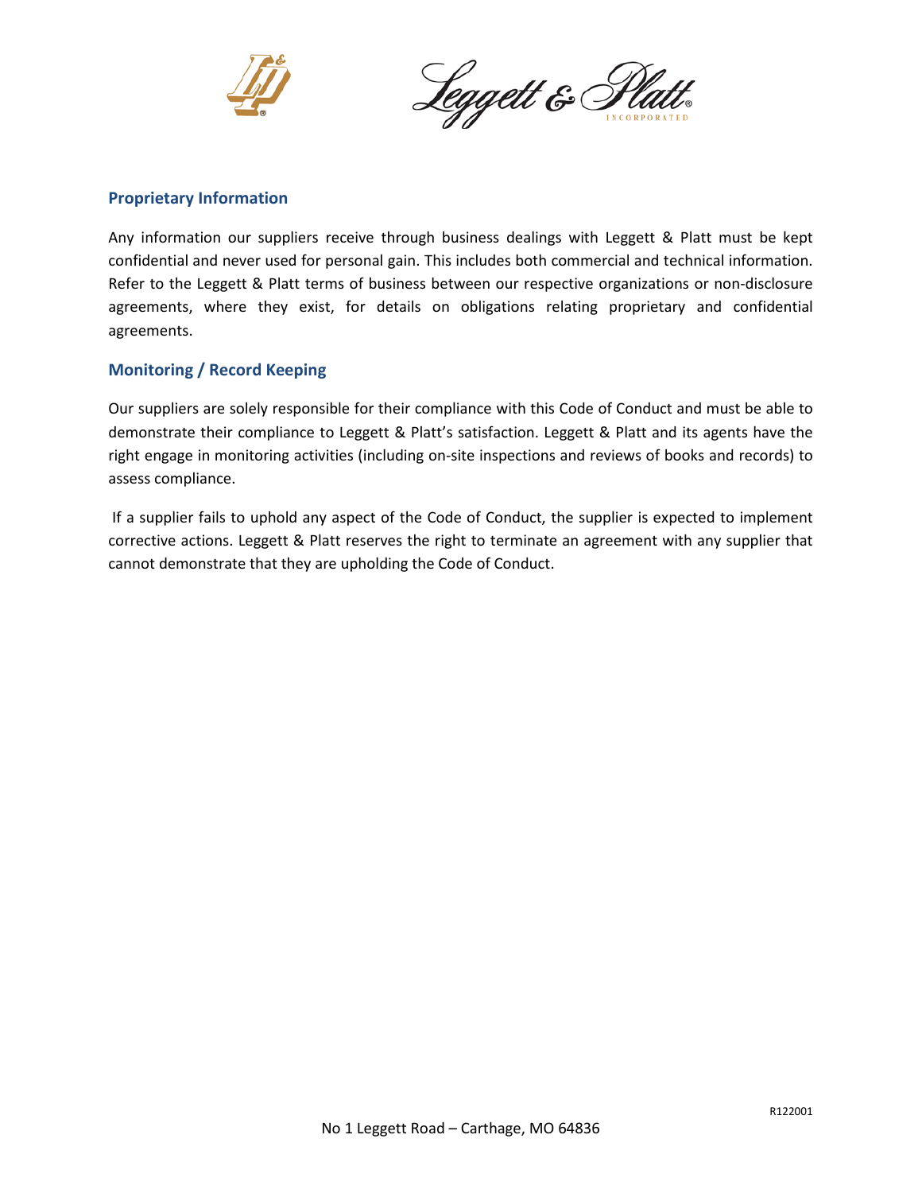## Proprietary Information

Any information our suppliers receive through business dealings with Leggett & Platt must be kept confidential and never used for personal gain. This includes both commercial and technical information. Refer to the Leggett & Platt terms of business between our respective organizations or non-disclosure agreements, where they exist, for details on obligations relating proprietary and confidential agreements.

## Monitoring / Record Keeping

Our suppliers are solely responsible for their compliance with this Code of Conduct and must be able to demonstrate their compliance to Leggett & Platt's satisfaction. Leggett & Platt and its agents have the right engage in monitoring activities (including on-site inspections and reviews of books and records) to assess compliance.

If a supplier fails to uphold any aspect of the Code of Conduct, the supplier is expected to implement corrective actions. Leggett & Platt reserves the right to terminate an agreement with any supplier that cannot demonstrate that they are upholding the Code of Conduct.